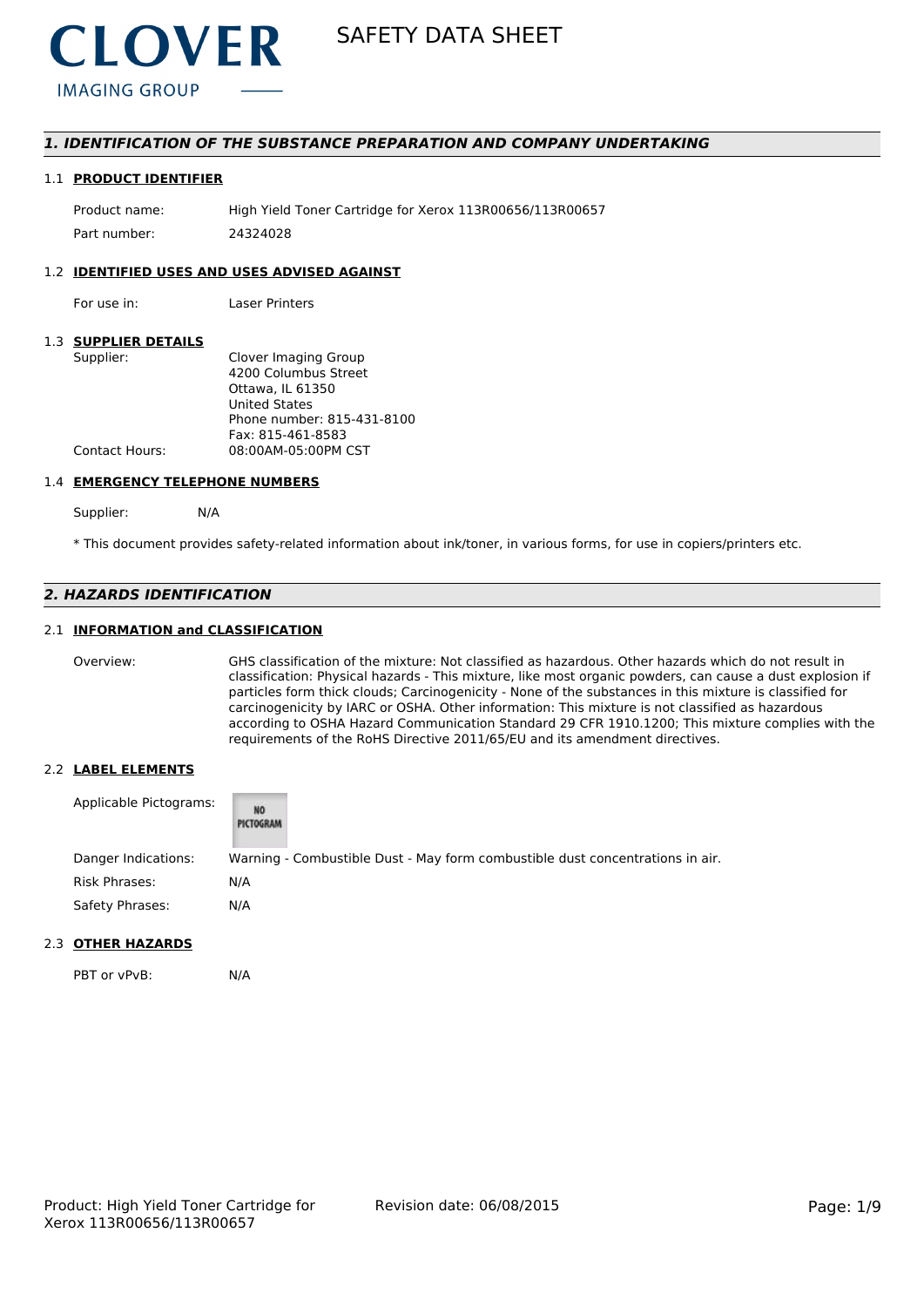CLOVER
IMAGING GROUP

# SAFETY DATA SHEET

## 1. IDENTIFICATION OF THE SUBSTANCE PREPARATION AND COMPANY UNDERTAKING

### 1.1 PRODUCT IDENTIFIER

| | |
|---|---|
| Product name: | High Yield Toner Cartridge for Xerox 113R00656/113R00657 |
| Part number: | 24324028 |

### 1.2 IDENTIFIED USES AND USES ADVISED AGAINST

| | |
|---|---|
| For use in: | Laser Printers |

### 1.3 SUPPLIER DETAILS

| | |
|---|---|
| Supplier: | Clover Imaging Group<br>4200 Columbus Street<br>Ottawa, IL 61350<br>United States<br>Phone number: 815-431-8100<br>Fax: 815-461-8583 |
| Contact Hours: | 08:00AM-05:00PM CST |

### 1.4 EMERGENCY TELEPHONE NUMBERS

| | |
|---|---|
| Supplier: | N/A |

* This document provides safety-related information about ink/toner, in various forms, for use in copiers/printers etc.

## 2. HAZARDS IDENTIFICATION

### 2.1 INFORMATION and CLASSIFICATION

| | |
|---|---|
| Overview: | GHS classification of the mixture: Not classified as hazardous. Other hazards which do not result in classification: Physical hazards - This mixture, like most organic powders, can cause a dust explosion if particles form thick clouds; Carcinogenicity - None of the substances in this mixture is classified for carcinogenicity by IARC or OSHA. Other information: This mixture is not classified as hazardous according to OSHA Hazard Communication Standard 29 CFR 1910.1200; This mixture complies with the requirements of the RoHS Directive 2011/65/EU and its amendment directives. |

### 2.2 LABEL ELEMENTS

| | |
|---|---|
| Applicable Pictograms: | NO PICTOGRAM |
| Danger Indications: | Warning - Combustible Dust - May form combustible dust concentrations in air. |
| Risk Phrases: | N/A |
| Safety Phrases: | N/A |

### 2.3 OTHER HAZARDS

| | |
|---|---|
| PBT or vPvB: | N/A |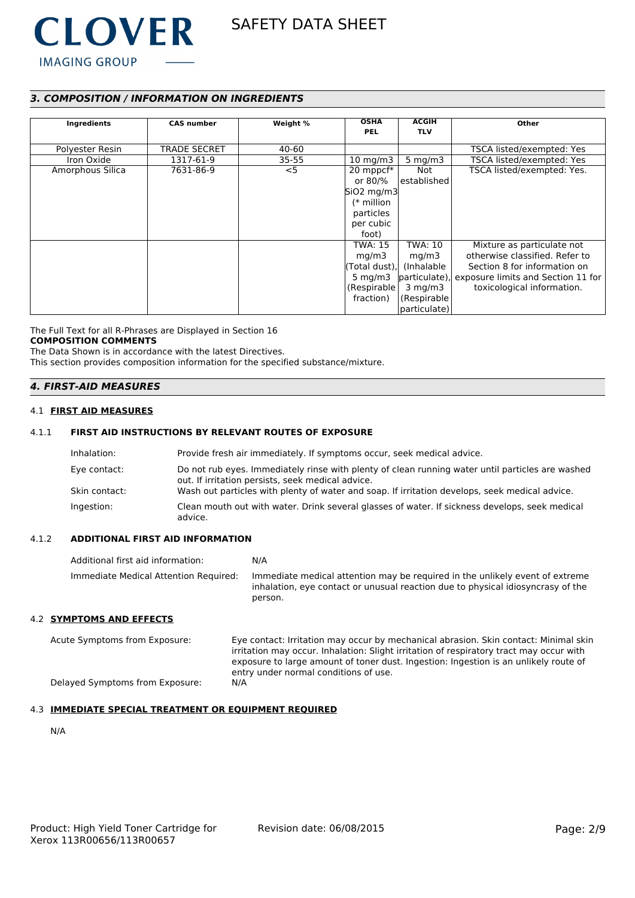## 3. COMPOSITION / INFORMATION ON INGREDIENTS

| Ingredients | CAS number | Weight % | OSHA PEL | ACGIH TLV | Other |
|---|---|---|---|---|---|
| Polyester Resin | TRADE SECRET | 40-60 | | | TSCA listed/exempted: Yes |
| Iron Oxide | 1317-61-9 | 35-55 | 10 mg/m3 | 5 mg/m3 | TSCA listed/exempted: Yes |
| Amorphous Silica | 7631-86-9 | <5 | 20 mppcf* or 80/% $SiO_2$ mg/m3 (* million particles per cubic foot) | Not established | TSCA listed/exempted: Yes. |
| | | | TWA: 15 mg/m3 (Total dust), 5 mg/m3 (Respirable fraction) | TWA: 10 mg/m3 (Inhalable particulate), 3 mg/m3 (Respirable particulate) | Mixture as particulate not otherwise classified. Refer to Section 8 for information on exposure limits and Section 11 for toxicological information. |

The Full Text for all R-Phrases are Displayed in Section 16

**COMPOSITION COMMENTS**

The Data Shown is in accordance with the latest Directives.

This section provides composition information for the specified substance/mixture.

## 4. FIRST-AID MEASURES

### 4.1 FIRST AID MEASURES

#### 4.1.1 FIRST AID INSTRUCTIONS BY RELEVANT ROUTES OF EXPOSURE

Inhalation: Provide fresh air immediately. If symptoms occur, seek medical advice.

Eye contact: Do not rub eyes. Immediately rinse with plenty of clean running water until particles are washed out. If irritation persists, seek medical advice.

Skin contact: Wash out particles with plenty of water and soap. If irritation develops, seek medical advice.

Ingestion: Clean mouth out with water. Drink several glasses of water. If sickness develops, seek medical advice.

#### 4.1.2 ADDITIONAL FIRST AID INFORMATION

Additional first aid information: N/A

Immediate Medical Attention Required: Immediate medical attention may be required in the unlikely event of extreme inhalation, eye contact or unusual reaction due to physical idiosyncrasy of the person.

### 4.2 SYMPTOMS AND EFFECTS

Acute Symptoms from Exposure: Eye contact: Irritation may occur by mechanical abrasion. Skin contact: Minimal skin irritation may occur. Inhalation: Slight irritation of respiratory tract may occur with exposure to large amount of toner dust. Ingestion: Ingestion is an unlikely route of entry under normal conditions of use.

Delayed Symptoms from Exposure: N/A

### 4.3 IMMEDIATE SPECIAL TREATMENT OR EQUIPMENT REQUIRED

N/A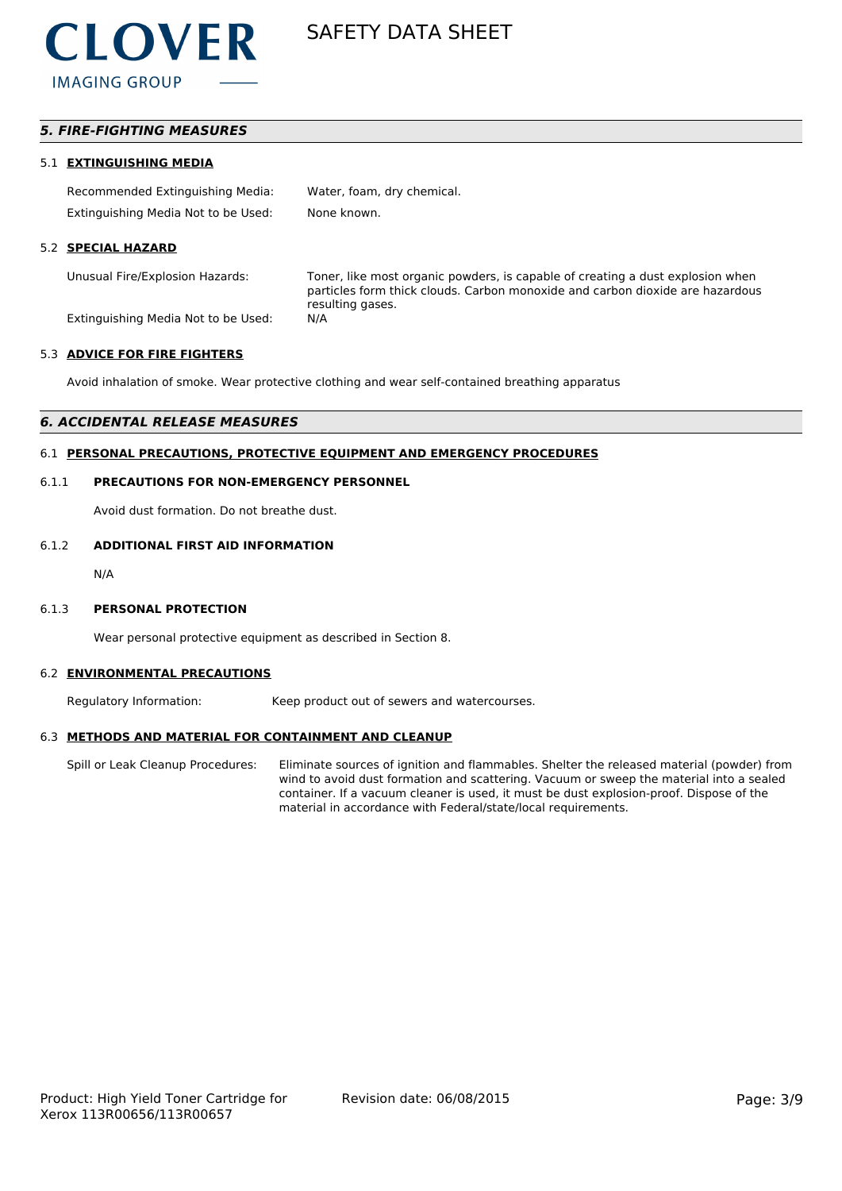## 5. FIRE-FIGHTING MEASURES

### 5.1 EXTINGUISHING MEDIA

| | |
|---|---|
| Recommended Extinguishing Media: | Water, foam, dry chemical. |
| Extinguishing Media Not to be Used: | None known. |

### 5.2 SPECIAL HAZARD

| | |
|---|---|
| Unusual Fire/Explosion Hazards: | Toner, like most organic powders, is capable of creating a dust explosion when particles form thick clouds. Carbon monoxide and carbon dioxide are hazardous resulting gases. |
| Extinguishing Media Not to be Used: | N/A |

### 5.3 ADVICE FOR FIRE FIGHTERS

Avoid inhalation of smoke. Wear protective clothing and wear self-contained breathing apparatus

## 6. ACCIDENTAL RELEASE MEASURES

### 6.1 PERSONAL PRECAUTIONS, PROTECTIVE EQUIPMENT AND EMERGENCY PROCEDURES

#### 6.1.1 PRECAUTIONS FOR NON-EMERGENCY PERSONNEL

Avoid dust formation. Do not breathe dust.

#### 6.1.2 ADDITIONAL FIRST AID INFORMATION

N/A

#### 6.1.3 PERSONAL PROTECTION

Wear personal protective equipment as described in Section 8.

### 6.2 ENVIRONMENTAL PRECAUTIONS

| | |
|---|---|
| Regulatory Information: | Keep product out of sewers and watercourses. |

### 6.3 METHODS AND MATERIAL FOR CONTAINMENT AND CLEANUP

| | |
|---|---|
| Spill or Leak Cleanup Procedures: | Eliminate sources of ignition and flammables. Shelter the released material (powder) from wind to avoid dust formation and scattering. Vacuum or sweep the material into a sealed container. If a vacuum cleaner is used, it must be dust explosion-proof. Dispose of the material in accordance with Federal/state/local requirements. |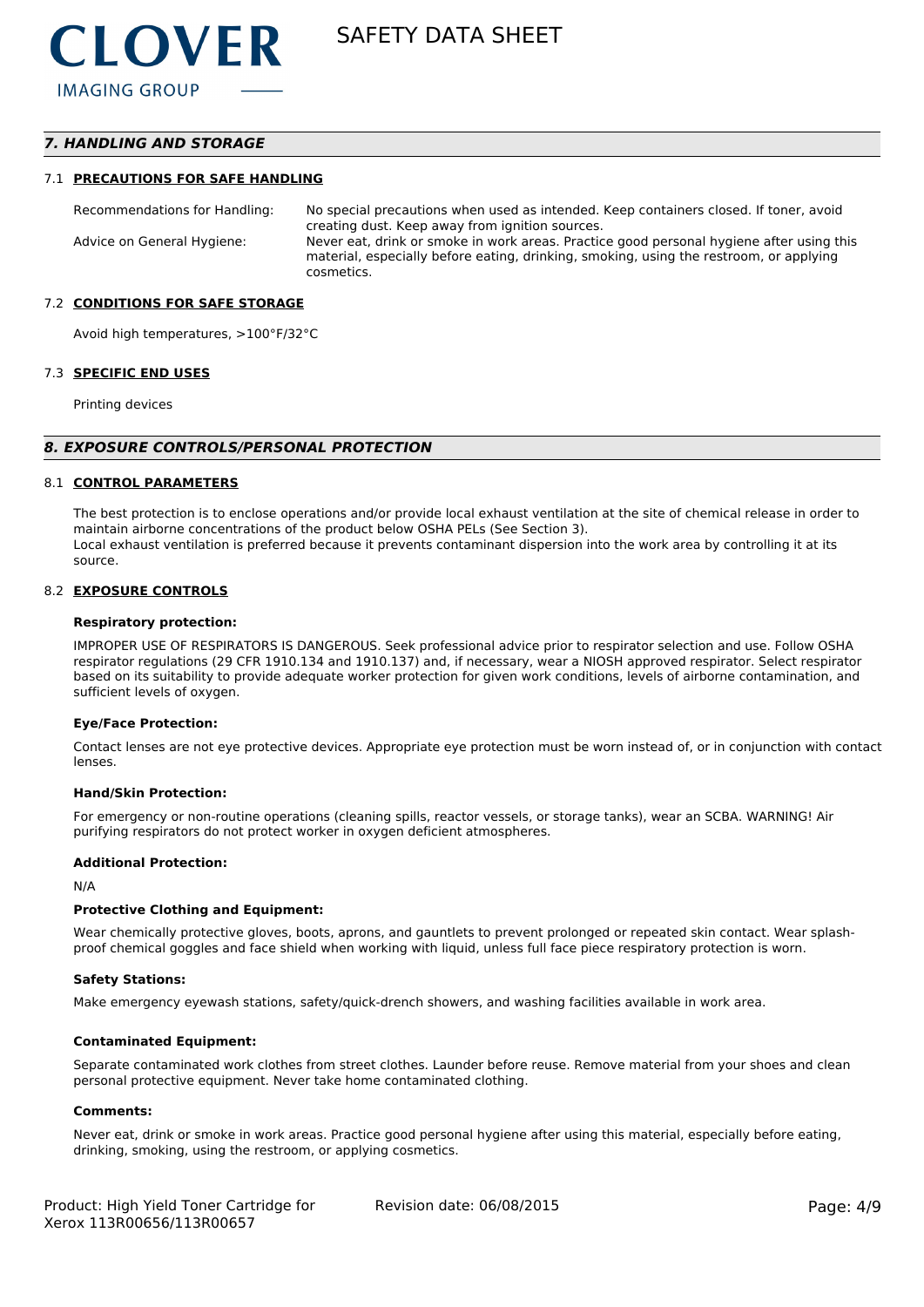## 7. HANDLING AND STORAGE

### 7.1 PRECAUTIONS FOR SAFE HANDLING

| | |
|---|---|
| Recommendations for Handling: | No special precautions when used as intended. Keep containers closed. If toner, avoid creating dust. Keep away from ignition sources. |
| Advice on General Hygiene: | Never eat, drink or smoke in work areas. Practice good personal hygiene after using this material, especially before eating, drinking, smoking, using the restroom, or applying cosmetics. |

### 7.2 CONDITIONS FOR SAFE STORAGE

Avoid high temperatures, >100°F/32°C

### 7.3 SPECIFIC END USES

Printing devices

## 8. EXPOSURE CONTROLS/PERSONAL PROTECTION

### 8.1 CONTROL PARAMETERS

The best protection is to enclose operations and/or provide local exhaust ventilation at the site of chemical release in order to maintain airborne concentrations of the product below OSHA PELs (See Section 3).
Local exhaust ventilation is preferred because it prevents contaminant dispersion into the work area by controlling it at its source.

### 8.2 EXPOSURE CONTROLS

**Respiratory protection:**

IMPROPER USE OF RESPIRATORS IS DANGEROUS. Seek professional advice prior to respirator selection and use. Follow OSHA respirator regulations (29 CFR 1910.134 and 1910.137) and, if necessary, wear a NIOSH approved respirator. Select respirator based on its suitability to provide adequate worker protection for given work conditions, levels of airborne contamination, and sufficient levels of oxygen.

**Eye/Face Protection:**

Contact lenses are not eye protective devices. Appropriate eye protection must be worn instead of, or in conjunction with contact lenses.

**Hand/Skin Protection:**

For emergency or non-routine operations (cleaning spills, reactor vessels, or storage tanks), wear an SCBA. WARNING! Air purifying respirators do not protect worker in oxygen deficient atmospheres.

**Additional Protection:**

N/A

**Protective Clothing and Equipment:**

Wear chemically protective gloves, boots, aprons, and gauntlets to prevent prolonged or repeated skin contact. Wear splash-proof chemical goggles and face shield when working with liquid, unless full face piece respiratory protection is worn.

**Safety Stations:**

Make emergency eyewash stations, safety/quick-drench showers, and washing facilities available in work area.

**Contaminated Equipment:**

Separate contaminated work clothes from street clothes. Launder before reuse. Remove material from your shoes and clean personal protective equipment. Never take home contaminated clothing.

**Comments:**

Never eat, drink or smoke in work areas. Practice good personal hygiene after using this material, especially before eating, drinking, smoking, using the restroom, or applying cosmetics.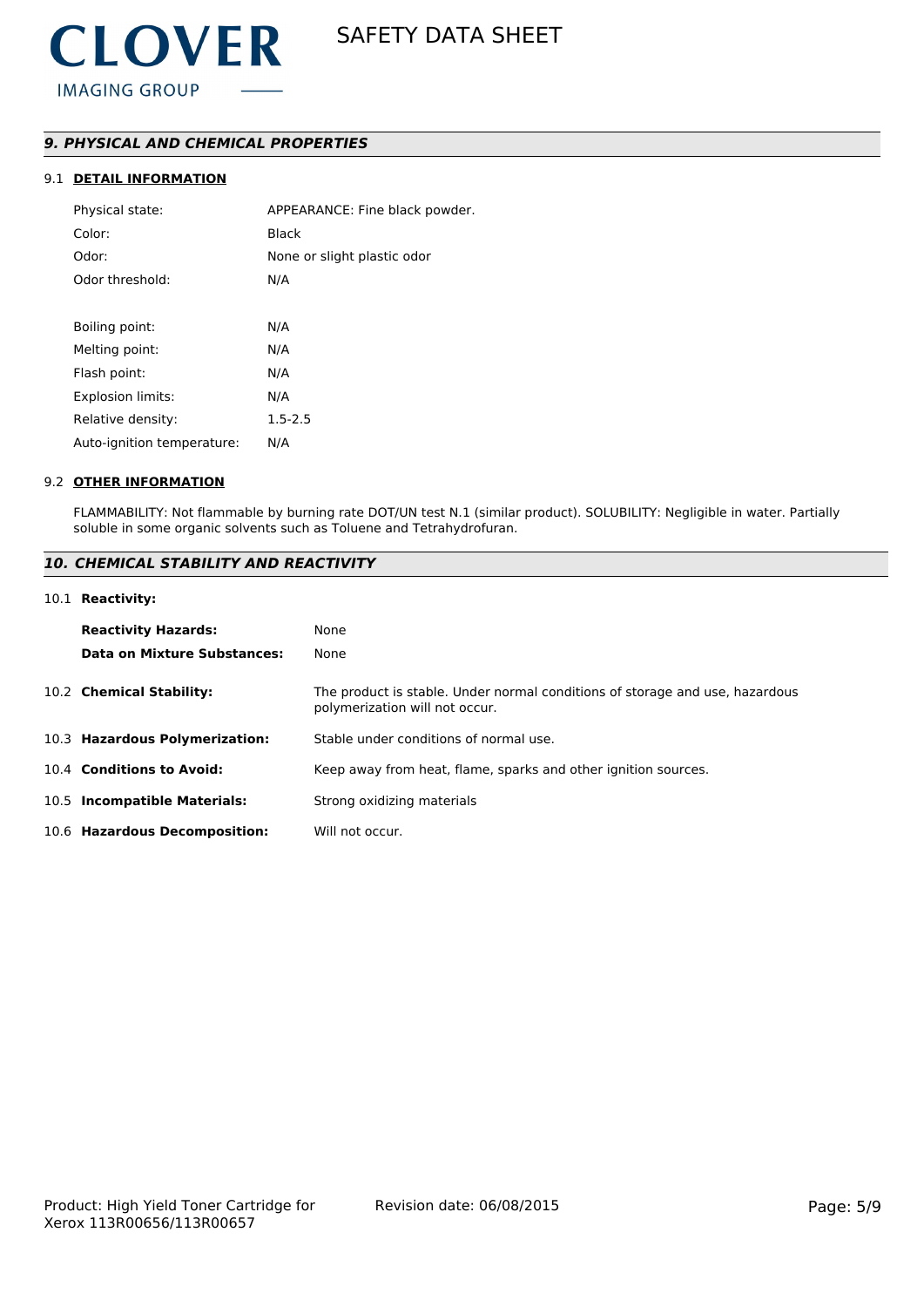## *9. PHYSICAL AND CHEMICAL PROPERTIES*

### 9.1 DETAIL INFORMATION

| | |
|---|---|
| Physical state: | APPEARANCE: Fine black powder. |
| Color: | Black |
| Odor: | None or slight plastic odor |
| Odor threshold: | N/A |
| Boiling point: | N/A |
| Melting point: | N/A |
| Flash point: | N/A |
| Explosion limits: | N/A |
| Relative density: | 1.5-2.5 |
| Auto-ignition temperature: | N/A |

### 9.2 OTHER INFORMATION

FLAMMABILITY: Not flammable by burning rate DOT/UN test N.1 (similar product). SOLUBILITY: Negligible in water. Partially soluble in some organic solvents such as Toluene and Tetrahydrofuran.

## *10. CHEMICAL STABILITY AND REACTIVITY*

10.1 **Reactivity:**

| | |
|---|---|
| **Reactivity Hazards:** | None |
| **Data on Mixture Substances:** | None |

| | |
|---|---|
| 10.2 **Chemical Stability:** | The product is stable. Under normal conditions of storage and use, hazardous polymerization will not occur. |
| 10.3 **Hazardous Polymerization:** | Stable under conditions of normal use. |
| 10.4 **Conditions to Avoid:** | Keep away from heat, flame, sparks and other ignition sources. |
| 10.5 **Incompatible Materials:** | Strong oxidizing materials |
| 10.6 **Hazardous Decomposition:** | Will not occur. |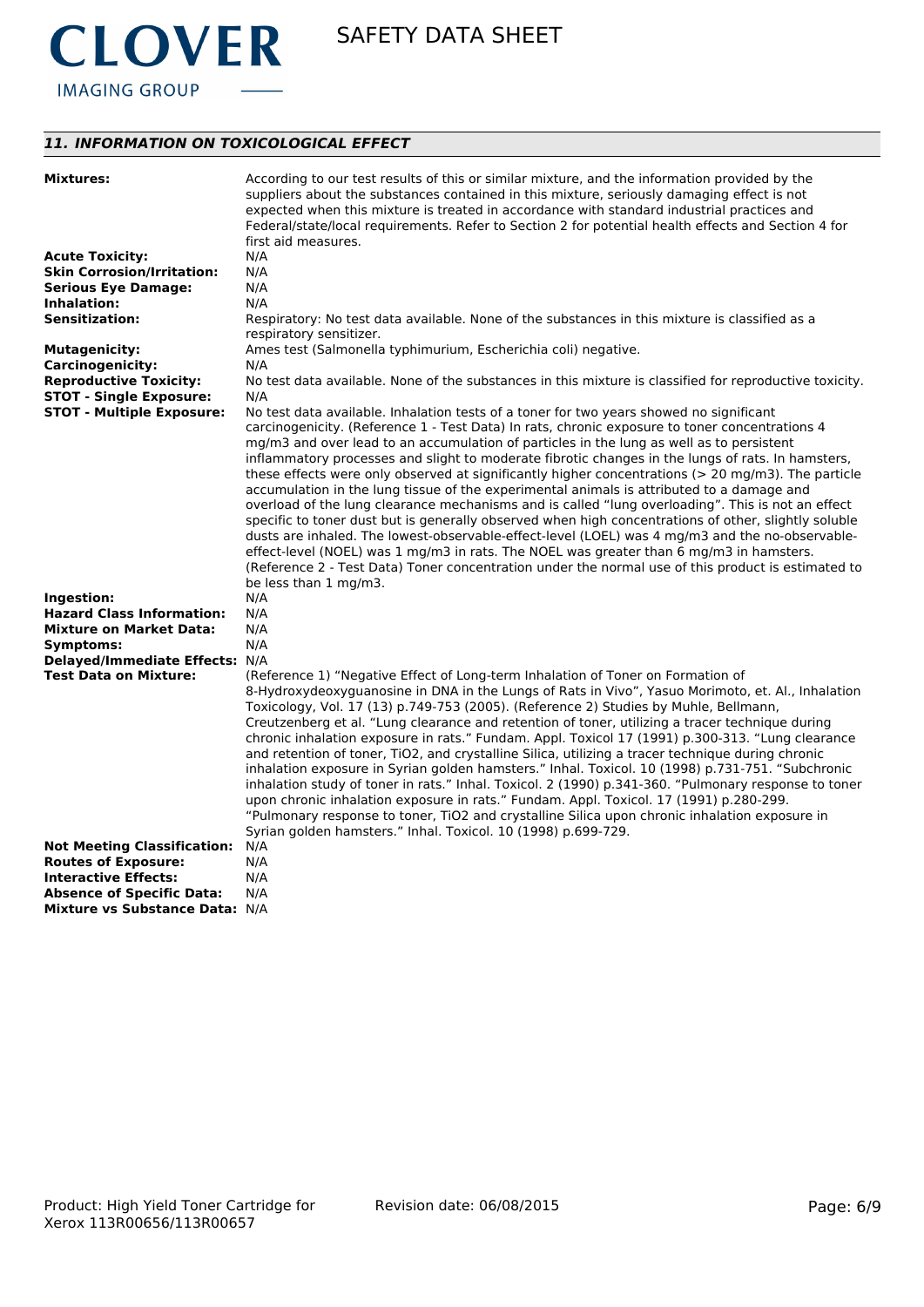## 11. INFORMATION ON TOXICOLOGICAL EFFECT

**Mixtures:** According to our test results of this or similar mixture, and the information provided by the suppliers about the substances contained in this mixture, seriously damaging effect is not expected when this mixture is treated in accordance with standard industrial practices and Federal/state/local requirements. Refer to Section 2 for potential health effects and Section 4 for first aid measures.

**Acute Toxicity:** N/A

**Skin Corrosion/Irritation:** N/A

**Serious Eye Damage:** N/A

**Inhalation:** N/A

**Sensitization:** Respiratory: No test data available. None of the substances in this mixture is classified as a respiratory sensitizer.

**Mutagenicity:** Ames test (Salmonella typhimurium, Escherichia coli) negative.

**Carcinogenicity:** N/A

**Reproductive Toxicity:** No test data available. None of the substances in this mixture is classified for reproductive toxicity.

**STOT - Single Exposure:** N/A

**STOT - Multiple Exposure:** No test data available. Inhalation tests of a toner for two years showed no significant carcinogenicity. (Reference 1 - Test Data) In rats, chronic exposure to toner concentrations 4 mg/m3 and over lead to an accumulation of particles in the lung as well as to persistent inflammatory processes and slight to moderate fibrotic changes in the lungs of rats. In hamsters, these effects were only observed at significantly higher concentrations (> 20 mg/m3). The particle accumulation in the lung tissue of the experimental animals is attributed to a damage and overload of the lung clearance mechanisms and is called “lung overloading”. This is not an effect specific to toner dust but is generally observed when high concentrations of other, slightly soluble dusts are inhaled. The lowest-observable-effect-level (LOEL) was 4 mg/m3 and the no-observable-effect-level (NOEL) was 1 mg/m3 in rats. The NOEL was greater than 6 mg/m3 in hamsters. (Reference 2 - Test Data) Toner concentration under the normal use of this product is estimated to be less than 1 mg/m3.

**Ingestion:** N/A

**Hazard Class Information:** N/A

**Mixture on Market Data:** N/A

**Symptoms:** N/A

**Delayed/Immediate Effects:** N/A

**Test Data on Mixture:** (Reference 1) “Negative Effect of Long-term Inhalation of Toner on Formation of 8-Hydroxydeoxyguanosine in DNA in the Lungs of Rats in Vivo”, Yasuo Morimoto, et. Al., Inhalation Toxicology, Vol. 17 (13) p.749-753 (2005). (Reference 2) Studies by Muhle, Bellmann, Creutzenberg et al. “Lung clearance and retention of toner, utilizing a tracer technique during chronic inhalation exposure in rats.” Fundam. Appl. Toxicol 17 (1991) p.300-313. “Lung clearance and retention of toner, TiO2, and crystalline Silica, utilizing a tracer technique during chronic inhalation exposure in Syrian golden hamsters.” Inhal. Toxicol. 10 (1998) p.731-751. “Subchronic inhalation study of toner in rats.” Inhal. Toxicol. 2 (1990) p.341-360. “Pulmonary response to toner upon chronic inhalation exposure in rats.” Fundam. Appl. Toxicol. 17 (1991) p.280-299. “Pulmonary response to toner, TiO2 and crystalline Silica upon chronic inhalation exposure in Syrian golden hamsters.” Inhal. Toxicol. 10 (1998) p.699-729.

**Not Meeting Classification:** N/A

**Routes of Exposure:** N/A

**Interactive Effects:** N/A

**Absence of Specific Data:** N/A

**Mixture vs Substance Data:** N/A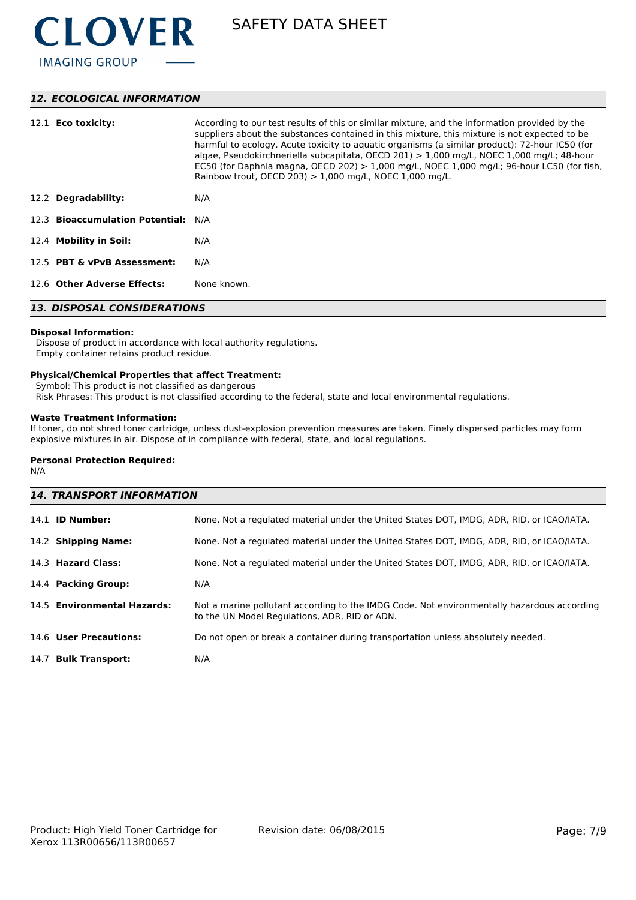## 12. ECOLOGICAL INFORMATION

| | |
|---|---|
| 12.1 **Eco toxicity:** | According to our test results of this or similar mixture, and the information provided by the suppliers about the substances contained in this mixture, this mixture is not expected to be harmful to ecology. Acute toxicity to aquatic organisms (a similar product): 72-hour IC50 (for algae, Pseudokirchneriella subcapitata, OECD 201) > 1,000 mg/L, NOEC 1,000 mg/L; 48-hour EC50 (for Daphnia magna, OECD 202) > 1,000 mg/L, NOEC 1,000 mg/L; 96-hour LC50 (for fish, Rainbow trout, OECD 203) > 1,000 mg/L, NOEC 1,000 mg/L. |
| 12.2 **Degradability:** | N/A |
| 12.3 **Bioaccumulation Potential:** | N/A |
| 12.4 **Mobility in Soil:** | N/A |
| 12.5 **PBT & vPvB Assessment:** | N/A |
| 12.6 **Other Adverse Effects:** | None known. |

## 13. DISPOSAL CONSIDERATIONS

**Disposal Information:**
Dispose of product in accordance with local authority regulations.
Empty container retains product residue.

**Physical/Chemical Properties that affect Treatment:**
Symbol: This product is not classified as dangerous
Risk Phrases: This product is not classified according to the federal, state and local environmental regulations.

**Waste Treatment Information:**
If toner, do not shred toner cartridge, unless dust-explosion prevention measures are taken. Finely dispersed particles may form explosive mixtures in air. Dispose of in compliance with federal, state, and local regulations.

**Personal Protection Required:**
N/A

## 14. TRANSPORT INFORMATION

| | |
|---|---|
| 14.1 **ID Number:** | None. Not a regulated material under the United States DOT, IMDG, ADR, RID, or ICAO/IATA. |
| 14.2 **Shipping Name:** | None. Not a regulated material under the United States DOT, IMDG, ADR, RID, or ICAO/IATA. |
| 14.3 **Hazard Class:** | None. Not a regulated material under the United States DOT, IMDG, ADR, RID, or ICAO/IATA. |
| 14.4 **Packing Group:** | N/A |
| 14.5 **Environmental Hazards:** | Not a marine pollutant according to the IMDG Code. Not environmentally hazardous according to the UN Model Regulations, ADR, RID or ADN. |
| 14.6 **User Precautions:** | Do not open or break a container during transportation unless absolutely needed. |
| 14.7 **Bulk Transport:** | N/A |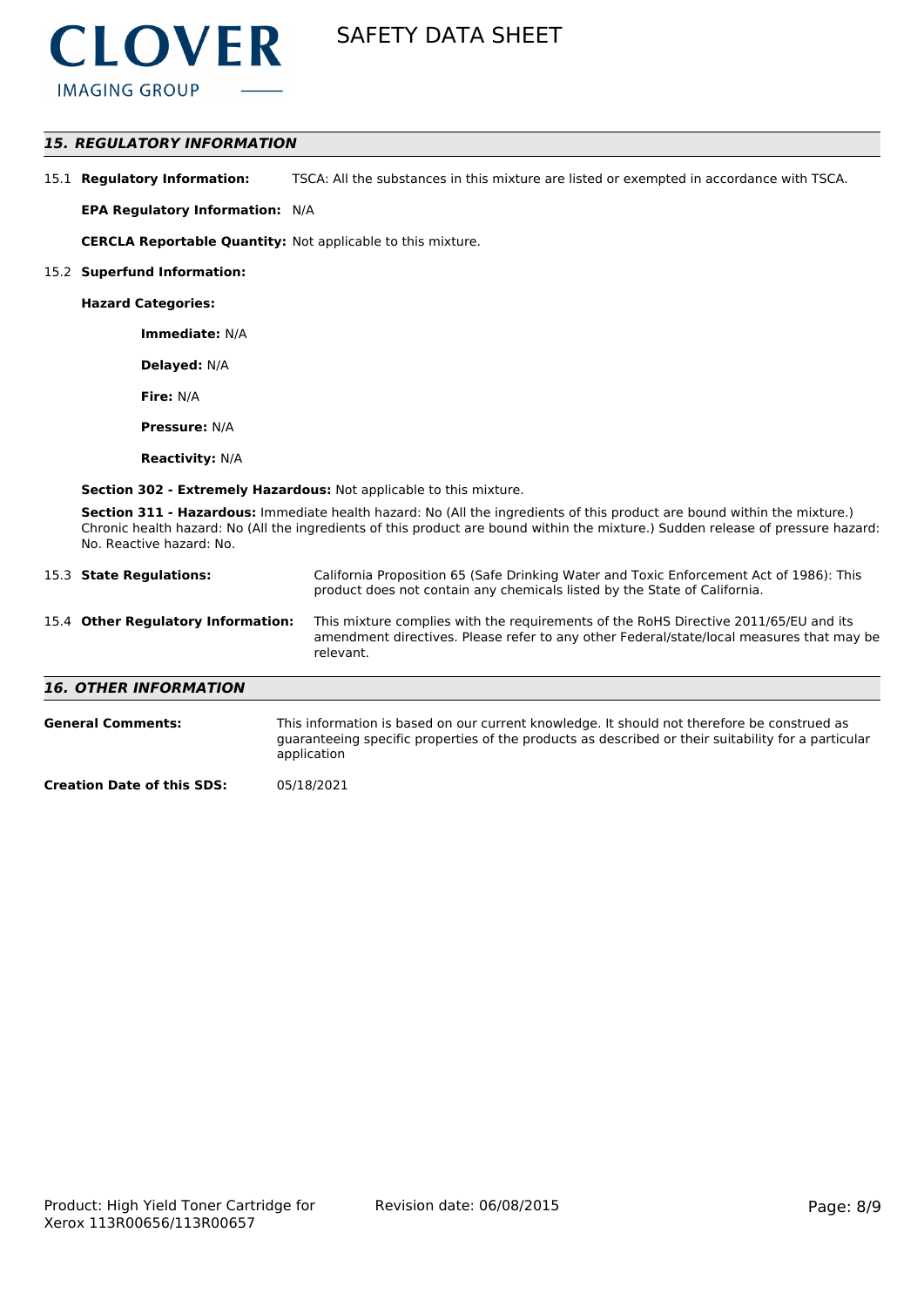## 15. REGULATORY INFORMATION

15.1 **Regulatory Information:** TSCA: All the substances in this mixture are listed or exempted in accordance with TSCA.

**EPA Regulatory Information:** N/A

**CERCLA Reportable Quantity:** Not applicable to this mixture.

15.2 **Superfund Information:**

**Hazard Categories:**

- **Immediate:** N/A
- **Delayed:** N/A
- **Fire:** N/A
- **Pressure:** N/A
- **Reactivity:** N/A

**Section 302 - Extremely Hazardous:** Not applicable to this mixture.

**Section 311 - Hazardous:** Immediate health hazard: No (All the ingredients of this product are bound within the mixture.) Chronic health hazard: No (All the ingredients of this product are bound within the mixture.) Sudden release of pressure hazard: No. Reactive hazard: No.

15.3 **State Regulations:** California Proposition 65 (Safe Drinking Water and Toxic Enforcement Act of 1986): This product does not contain any chemicals listed by the State of California.

15.4 **Other Regulatory Information:** This mixture complies with the requirements of the RoHS Directive 2011/65/EU and its amendment directives. Please refer to any other Federal/state/local measures that may be relevant.

## 16. OTHER INFORMATION

**General Comments:** This information is based on our current knowledge. It should not therefore be construed as guaranteeing specific properties of the products as described or their suitability for a particular application

**Creation Date of this SDS:** 05/18/2021

Product: High Yield Toner Cartridge for Xerox 113R00656/113R00657

Revision date: 06/08/2015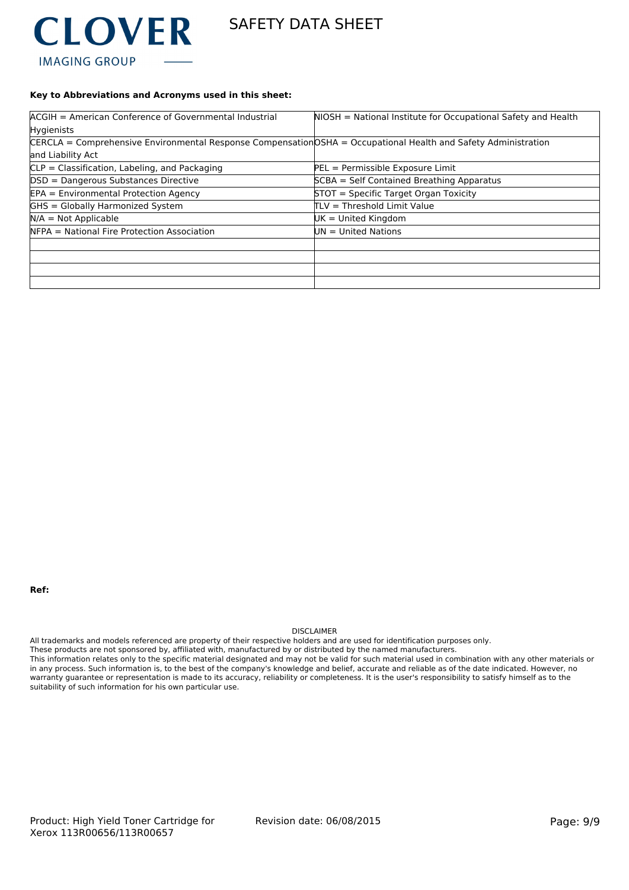**Key to Abbreviations and Acronyms used in this sheet:**

| | |
|---|---|
| ACGIH = American Conference of Governmental Industrial Hygienists | NIOSH = National Institute for Occupational Safety and Health |
| CERCLA = Comprehensive Environmental Response Compensation and Liability Act | OSHA = Occupational Health and Safety Administration |
| CLP = Classification, Labeling, and Packaging | PEL = Permissible Exposure Limit |
| DSD = Dangerous Substances Directive | SCBA = Self Contained Breathing Apparatus |
| EPA = Environmental Protection Agency | STOT = Specific Target Organ Toxicity |
| GHS = Globally Harmonized System | TLV = Threshold Limit Value |
| N/A = Not Applicable | UK = United Kingdom |
| NFPA = National Fire Protection Association | UN = United Nations |
| | |
| | |
| | |
| | |

**Ref:**

DISCLAIMER

All trademarks and models referenced are property of their respective holders and are used for identification purposes only.
These products are not sponsored by, affiliated with, manufactured by or distributed by the named manufacturers.
This information relates only to the specific material designated and may not be valid for such material used in combination with any other materials or in any process. Such information is, to the best of the company's knowledge and belief, accurate and reliable as of the date indicated. However, no warranty guarantee or representation is made to its accuracy, reliability or completeness. It is the user's responsibility to satisfy himself as to the suitability of such information for his own particular use.